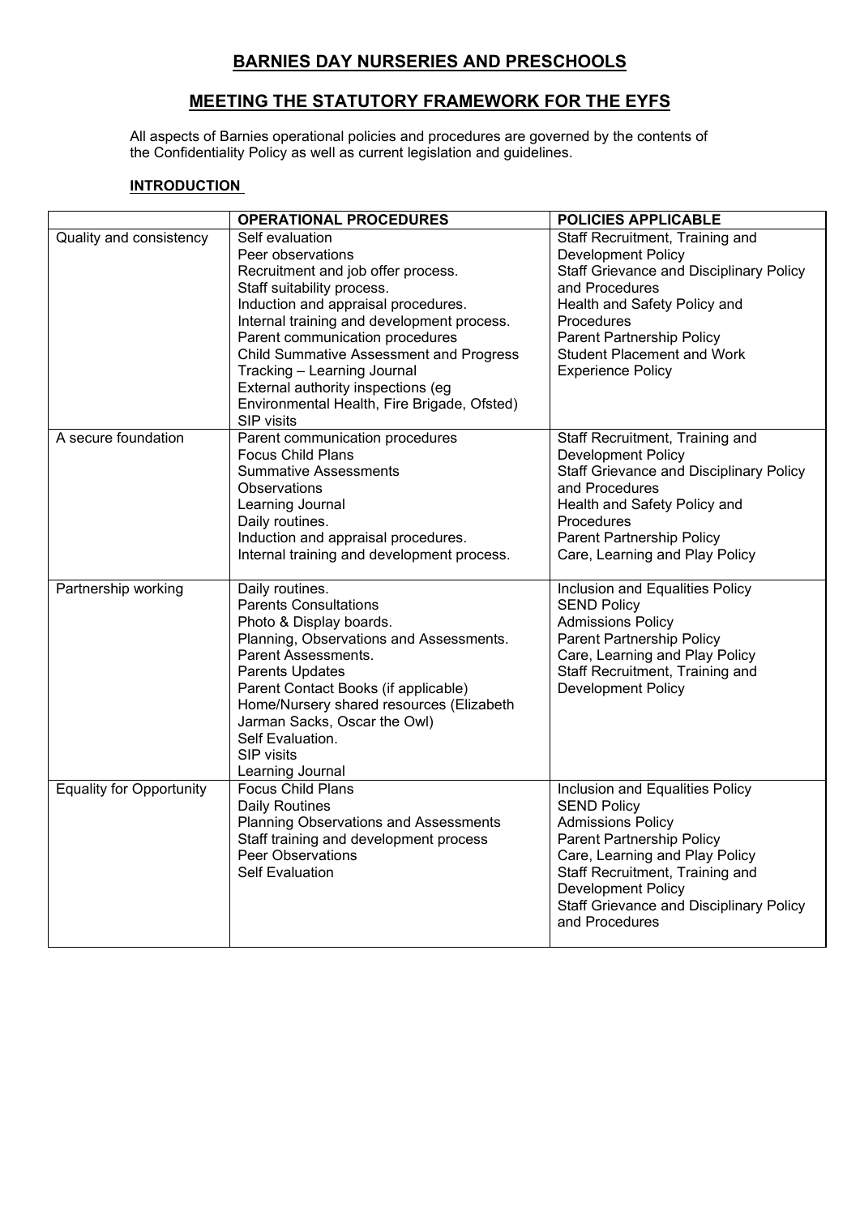# BARNIES DAY NURSERIES AND PRESCHOOLS

## MEETING THE STATUTORY FRAMEWORK FOR THE EYFS

All aspects of Barnies operational policies and procedures are governed by the contents of the Confidentiality Policy as well as current legislation and guidelines.

### INTRODUCTION

| | OPERATIONAL PROCEDURES | POLICIES APPLICABLE |
|---|---|---|
| Quality and consistency | Self evaluation<br>Peer observations<br>Recruitment and job offer process.<br>Staff suitability process.<br>Induction and appraisal procedures.<br>Internal training and development process.<br>Parent communication procedures<br>Child Summative Assessment and Progress Tracking – Learning Journal<br>External authority inspections (eg Environmental Health, Fire Brigade, Ofsted)<br>SIP visits | Staff Recruitment, Training and Development Policy<br>Staff Grievance and Disciplinary Policy and Procedures<br>Health and Safety Policy and Procedures<br>Parent Partnership Policy<br>Student Placement and Work Experience Policy |
| A secure foundation | Parent communication procedures<br>Focus Child Plans<br>Summative Assessments<br>Observations<br>Learning Journal<br>Daily routines.<br>Induction and appraisal procedures.<br>Internal training and development process. | Staff Recruitment, Training and Development Policy<br>Staff Grievance and Disciplinary Policy and Procedures<br>Health and Safety Policy and Procedures<br>Parent Partnership Policy<br>Care, Learning and Play Policy |
| Partnership working | Daily routines.<br>Parents Consultations<br>Photo & Display boards.<br>Planning, Observations and Assessments.<br>Parent Assessments.<br>Parents Updates<br>Parent Contact Books (if applicable)<br>Home/Nursery shared resources (Elizabeth Jarman Sacks, Oscar the Owl)<br>Self Evaluation.<br>SIP visits<br>Learning Journal | Inclusion and Equalities Policy<br>SEND Policy<br>Admissions Policy<br>Parent Partnership Policy<br>Care, Learning and Play Policy<br>Staff Recruitment, Training and Development Policy |
| Equality for Opportunity | Focus Child Plans<br>Daily Routines<br>Planning Observations and Assessments<br>Staff training and development process<br>Peer Observations<br>Self Evaluation | Inclusion and Equalities Policy<br>SEND Policy<br>Admissions Policy<br>Parent Partnership Policy<br>Care, Learning and Play Policy<br>Staff Recruitment, Training and Development Policy<br>Staff Grievance and Disciplinary Policy and Procedures |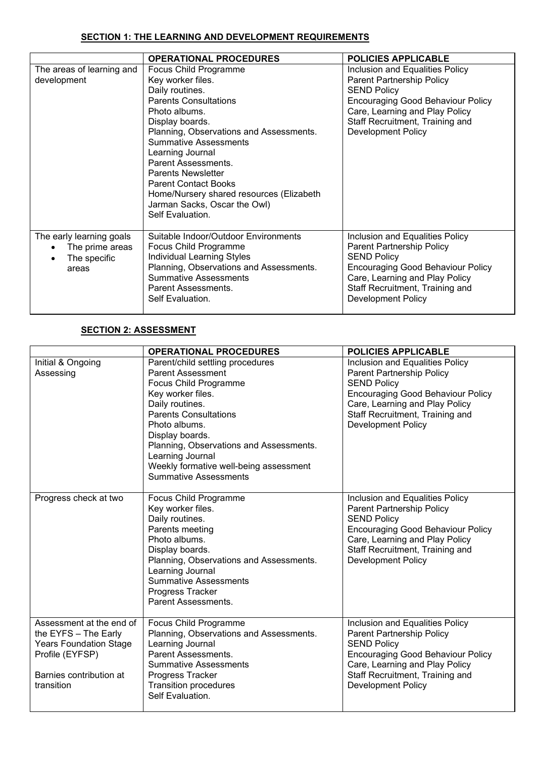**SECTION 1: THE LEARNING AND DEVELOPMENT REQUIREMENTS**

| | OPERATIONAL PROCEDURES | POLICIES APPLICABLE |
|---|---|---|
| The areas of learning and development | Focus Child Programme<br>Key worker files.<br>Daily routines.<br>Parents Consultations<br>Photo albums.<br>Display boards.<br>Planning, Observations and Assessments.<br>Summative Assessments<br>Learning Journal<br>Parent Assessments.<br>Parents Newsletter<br>Parent Contact Books<br>Home/Nursery shared resources (Elizabeth Jarman Sacks, Oscar the Owl)<br>Self Evaluation. | Inclusion and Equalities Policy<br>Parent Partnership Policy<br>SEND Policy<br>Encouraging Good Behaviour Policy<br>Care, Learning and Play Policy<br>Staff Recruitment, Training and Development Policy |
| The early learning goals<br>• The prime areas<br>• The specific areas | Suitable Indoor/Outdoor Environments<br>Focus Child Programme<br>Individual Learning Styles<br>Planning, Observations and Assessments.<br>Summative Assessments<br>Parent Assessments.<br>Self Evaluation. | Inclusion and Equalities Policy<br>Parent Partnership Policy<br>SEND Policy<br>Encouraging Good Behaviour Policy<br>Care, Learning and Play Policy<br>Staff Recruitment, Training and Development Policy |

**SECTION 2: ASSESSMENT**

| | OPERATIONAL PROCEDURES | POLICIES APPLICABLE |
|---|---|---|
| Initial & Ongoing Assessing | Parent/child settling procedures<br>Parent Assessment<br>Focus Child Programme<br>Key worker files.<br>Daily routines.<br>Parents Consultations<br>Photo albums.<br>Display boards.<br>Planning, Observations and Assessments.<br>Learning Journal<br>Weekly formative well-being assessment<br>Summative Assessments | Inclusion and Equalities Policy<br>Parent Partnership Policy<br>SEND Policy<br>Encouraging Good Behaviour Policy<br>Care, Learning and Play Policy<br>Staff Recruitment, Training and Development Policy |
| Progress check at two | Focus Child Programme<br>Key worker files.<br>Daily routines.<br>Parents meeting<br>Photo albums.<br>Display boards.<br>Planning, Observations and Assessments.<br>Learning Journal<br>Summative Assessments<br>Progress Tracker<br>Parent Assessments. | Inclusion and Equalities Policy<br>Parent Partnership Policy<br>SEND Policy<br>Encouraging Good Behaviour Policy<br>Care, Learning and Play Policy<br>Staff Recruitment, Training and Development Policy |
| Assessment at the end of the EYFS – The Early Years Foundation Stage Profile (EYFSP)<br><br>Barnies contribution at transition | Focus Child Programme<br>Planning, Observations and Assessments.<br>Learning Journal<br>Parent Assessments.<br>Summative Assessments<br>Progress Tracker<br>Transition procedures<br>Self Evaluation. | Inclusion and Equalities Policy<br>Parent Partnership Policy<br>SEND Policy<br>Encouraging Good Behaviour Policy<br>Care, Learning and Play Policy<br>Staff Recruitment, Training and Development Policy |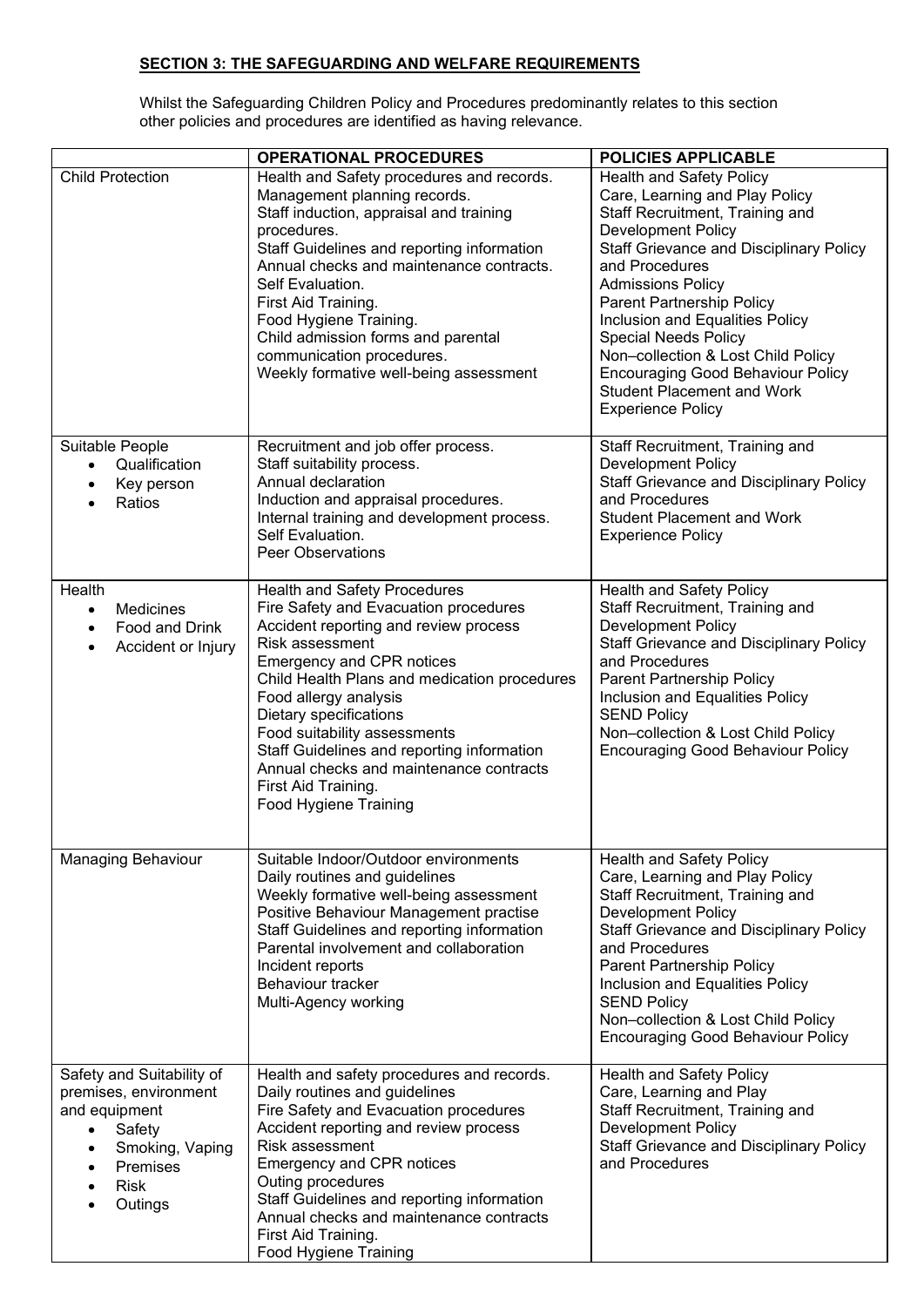**SECTION 3: THE SAFEGUARDING AND WELFARE REQUIREMENTS**

Whilst the Safeguarding Children Policy and Procedures predominantly relates to this section other policies and procedures are identified as having relevance.

| | OPERATIONAL PROCEDURES | POLICIES APPLICABLE |
|---|---|---|
| Child Protection | Health and Safety procedures and records.<br>Management planning records.<br>Staff induction, appraisal and training procedures.<br>Staff Guidelines and reporting information<br>Annual checks and maintenance contracts.<br>Self Evaluation.<br>First Aid Training.<br>Food Hygiene Training.<br>Child admission forms and parental communication procedures.<br>Weekly formative well-being assessment | Health and Safety Policy<br>Care, Learning and Play Policy<br>Staff Recruitment, Training and Development Policy<br>Staff Grievance and Disciplinary Policy and Procedures<br>Admissions Policy<br>Parent Partnership Policy<br>Inclusion and Equalities Policy<br>Special Needs Policy<br>Non–collection & Lost Child Policy<br>Encouraging Good Behaviour Policy<br>Student Placement and Work Experience Policy |
| Suitable People<br>• Qualification<br>• Key person<br>• Ratios | Recruitment and job offer process.<br>Staff suitability process.<br>Annual declaration<br>Induction and appraisal procedures.<br>Internal training and development process.<br>Self Evaluation.<br>Peer Observations | Staff Recruitment, Training and Development Policy<br>Staff Grievance and Disciplinary Policy and Procedures<br>Student Placement and Work Experience Policy |
| Health<br>• Medicines<br>• Food and Drink<br>• Accident or Injury | Health and Safety Procedures<br>Fire Safety and Evacuation procedures<br>Accident reporting and review process<br>Risk assessment<br>Emergency and CPR notices<br>Child Health Plans and medication procedures<br>Food allergy analysis<br>Dietary specifications<br>Food suitability assessments<br>Staff Guidelines and reporting information<br>Annual checks and maintenance contracts<br>First Aid Training.<br>Food Hygiene Training | Health and Safety Policy<br>Staff Recruitment, Training and Development Policy<br>Staff Grievance and Disciplinary Policy and Procedures<br>Parent Partnership Policy<br>Inclusion and Equalities Policy<br>SEND Policy<br>Non–collection & Lost Child Policy<br>Encouraging Good Behaviour Policy |
| Managing Behaviour | Suitable Indoor/Outdoor environments<br>Daily routines and guidelines<br>Weekly formative well-being assessment<br>Positive Behaviour Management practise<br>Staff Guidelines and reporting information<br>Parental involvement and collaboration<br>Incident reports<br>Behaviour tracker<br>Multi-Agency working | Health and Safety Policy<br>Care, Learning and Play Policy<br>Staff Recruitment, Training and Development Policy<br>Staff Grievance and Disciplinary Policy and Procedures<br>Parent Partnership Policy<br>Inclusion and Equalities Policy<br>SEND Policy<br>Non–collection & Lost Child Policy<br>Encouraging Good Behaviour Policy |
| Safety and Suitability of premises, environment and equipment<br>• Safety<br>• Smoking, Vaping<br>• Premises<br>• Risk<br>• Outings | Health and safety procedures and records.<br>Daily routines and guidelines<br>Fire Safety and Evacuation procedures<br>Accident reporting and review process<br>Risk assessment<br>Emergency and CPR notices<br>Outing procedures<br>Staff Guidelines and reporting information<br>Annual checks and maintenance contracts<br>First Aid Training.<br>Food Hygiene Training | Health and Safety Policy<br>Care, Learning and Play<br>Staff Recruitment, Training and Development Policy<br>Staff Grievance and Disciplinary Policy and Procedures |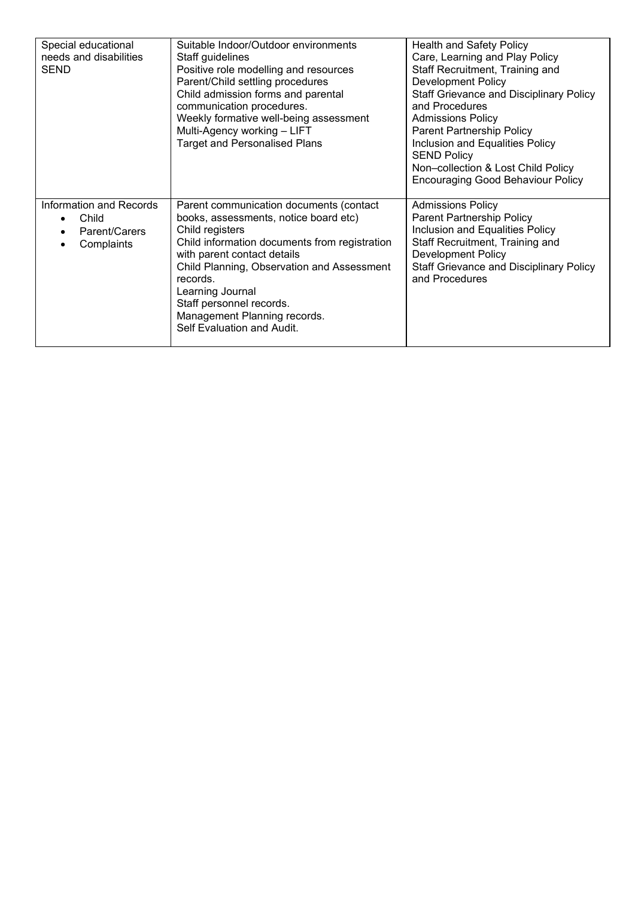| | | |
|---|---|---|
| Special educational needs and disabilities SEND | Suitable Indoor/Outdoor environments<br>Staff guidelines<br>Positive role modelling and resources<br>Parent/Child settling procedures<br>Child admission forms and parental communication procedures.<br>Weekly formative well-being assessment<br>Multi-Agency working – LIFT<br>Target and Personalised Plans | Health and Safety Policy<br>Care, Learning and Play Policy<br>Staff Recruitment, Training and Development Policy<br>Staff Grievance and Disciplinary Policy and Procedures<br>Admissions Policy<br>Parent Partnership Policy<br>Inclusion and Equalities Policy<br>SEND Policy<br>Non–collection & Lost Child Policy<br>Encouraging Good Behaviour Policy |
| Information and Records<br>• Child<br>• Parent/Carers<br>• Complaints | Parent communication documents (contact books, assessments, notice board etc)<br>Child registers<br>Child information documents from registration with parent contact details<br>Child Planning, Observation and Assessment records.<br>Learning Journal<br>Staff personnel records.<br>Management Planning records.<br>Self Evaluation and Audit. | Admissions Policy<br>Parent Partnership Policy<br>Inclusion and Equalities Policy<br>Staff Recruitment, Training and Development Policy<br>Staff Grievance and Disciplinary Policy and Procedures |